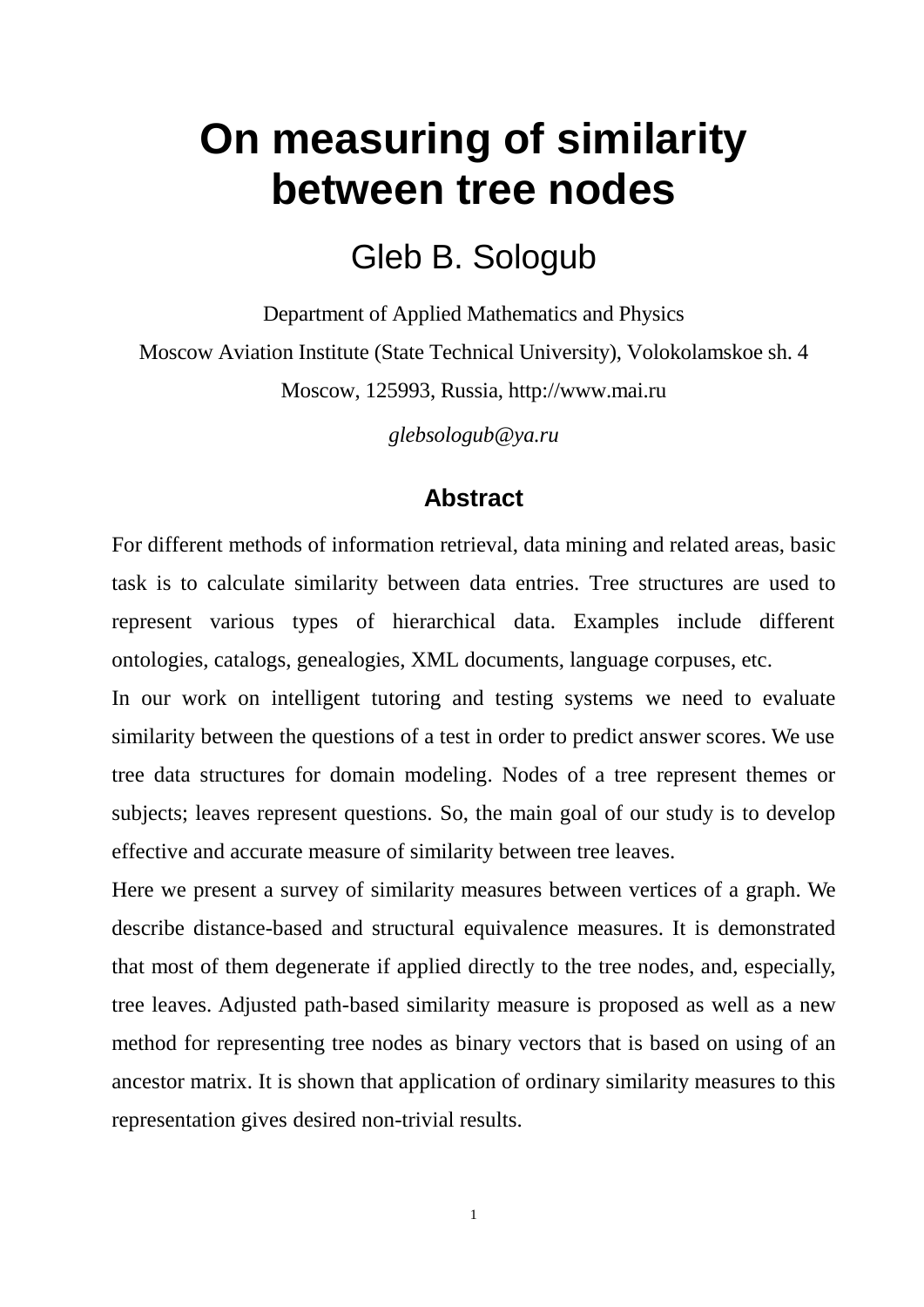# On measuring of similarity between tree nodes

Gleb B. Sologub

Department of Applied Mathematics and Physics

Moscow Aviation Institute (State Technical University), Volokolamskoe sh. 4

Moscow, 125993, Russia, http://www.mai.ru

*glebsologub@ya.ru*

## Abstract

For different methods of information retrieval, data mining and related areas, basic task is to calculate similarity between data entries. Tree structures are used to represent various types of hierarchical data. Examples include different ontologies, catalogs, genealogies, XML documents, language corpuses, etc.

In our work on intelligent tutoring and testing systems we need to evaluate similarity between the questions of a test in order to predict answer scores. We use tree data structures for domain modeling. Nodes of a tree represent themes or subjects; leaves represent questions. So, the main goal of our study is to develop effective and accurate measure of similarity between tree leaves.

Here we present a survey of similarity measures between vertices of a graph. We describe distance-based and structural equivalence measures. It is demonstrated that most of them degenerate if applied directly to the tree nodes, and, especially, tree leaves. Adjusted path-based similarity measure is proposed as well as a new method for representing tree nodes as binary vectors that is based on using of an ancestor matrix. It is shown that application of ordinary similarity measures to this representation gives desired non-trivial results.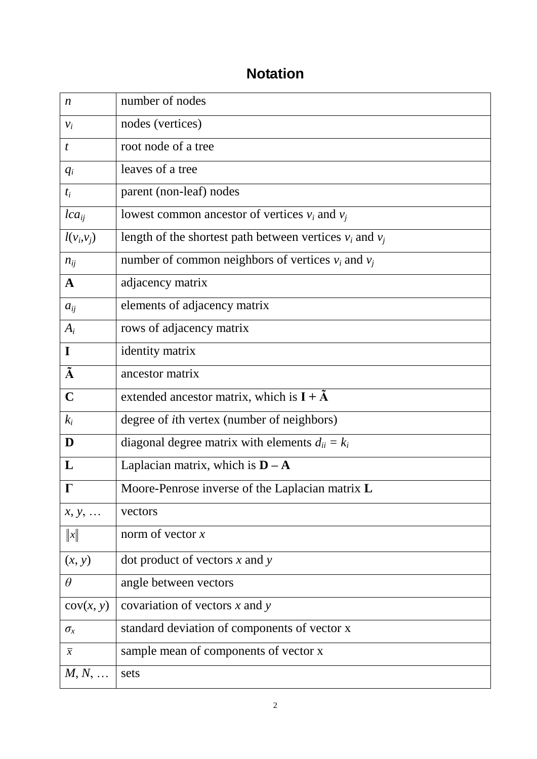## Notation

| | |
|---|---|
| $n$ | number of nodes |
| $v_i$ | nodes (vertices) |
| $t$ | root node of a tree |
| $q_i$ | leaves of a tree |
| $t_i$ | parent (non-leaf) nodes |
| $lca_{ij}$ | lowest common ancestor of vertices $v_i$ and $v_j$ |
| $l(v_i,v_j)$ | length of the shortest path between vertices $v_i$ and $v_j$ |
| $n_{ij}$ | number of common neighbors of vertices $v_i$ and $v_j$ |
| $\mathbf{A}$ | adjacency matrix |
| $a_{ij}$ | elements of adjacency matrix |
| $A_i$ | rows of adjacency matrix |
| $\mathbf{I}$ | identity matrix |
| $\tilde{\mathbf{A}}$ | ancestor matrix |
| $\mathbf{C}$ | extended ancestor matrix, which is $\mathbf{I} + \tilde{\mathbf{A}}$ |
| $k_i$ | degree of *i*th vertex (number of neighbors) |
| $\mathbf{D}$ | diagonal degree matrix with elements $d_{ii} = k_i$ |
| $\mathbf{L}$ | Laplacian matrix, which is $\mathbf{D} - \mathbf{A}$ |
| $\mathbf{\Gamma}$ | Moore-Penrose inverse of the Laplacian matrix $\mathbf{L}$ |
| $x, y, \ldots$ | vectors |
| $\lVert x \rVert$ | norm of vector $x$ |
| $(x, y)$ | dot product of vectors $x$ and $y$ |
| $\theta$ | angle between vectors |
| $\text{cov}(x, y)$ | covariation of vectors $x$ and $y$ |
| $\sigma_x$ | standard deviation of components of vector x |
| $\bar{x}$ | sample mean of components of vector x |
| $M, N, \ldots$ | sets |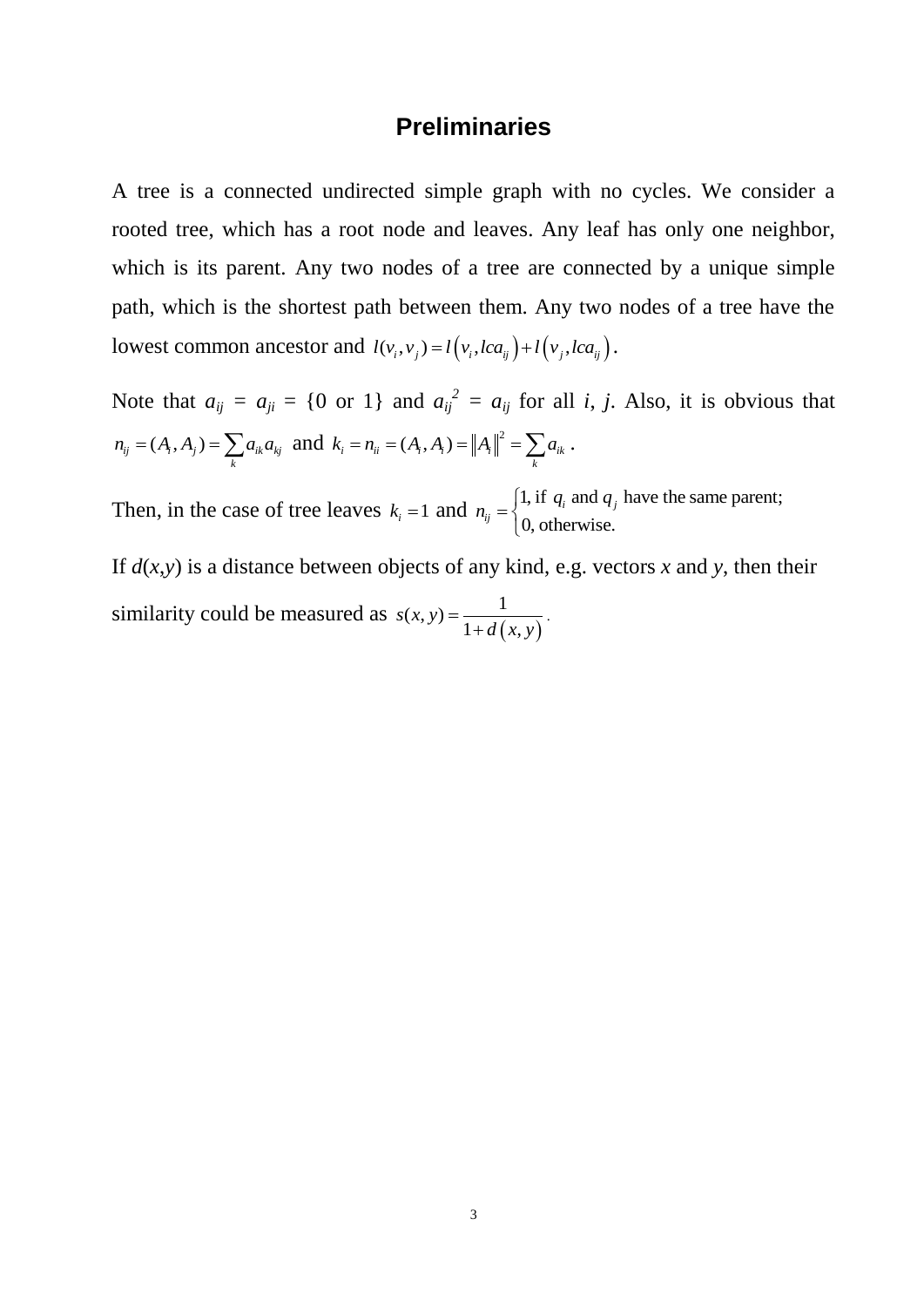## Preliminaries

A tree is a connected undirected simple graph with no cycles. We consider a rooted tree, which has a root node and leaves. Any leaf has only one neighbor, which is its parent. Any two nodes of a tree are connected by a unique simple path, which is the shortest path between them. Any two nodes of a tree have the lowest common ancestor and $l(v_i, v_j) = l\left(v_i, lca_{ij}\right) + l\left(v_j, lca_{ij}\right)$.

Note that $a_{ij} = a_{ji} = \{0 \text{ or } 1\}$ and $a_{ij}^2 = a_{ij}$ for all $i$, $j$. Also, it is obvious that $n_{ij} = (A_i, A_j) = \sum_k a_{ik} a_{kj}$ and $k_i = n_{ii} = (A_i, A_i) = \left\| A_i \right\|^2 = \sum_k a_{ik}$ .

Then, in the case of tree leaves $k_i = 1$ and $n_{ij} = \begin{cases} 1, \text{if } q_i \text{ and } q_j \text{ have the same parent;} \\ 0, \text{otherwise.} \end{cases}$

If $d(x,y)$ is a distance between objects of any kind, e.g. vectors $x$ and $y$, then their similarity could be measured as $s(x, y) = \dfrac{1}{1 + d\left(x, y\right)}$ .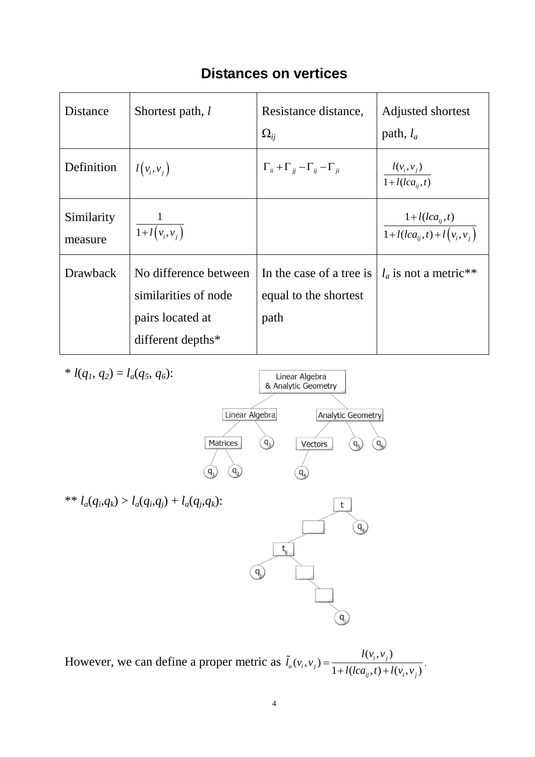## Distances on vertices

| Distance | Shortest path, $l$ | Resistance distance, $\Omega_{ij}$ | Adjusted shortest path, $l_a$ |
|---|---|---|---|
| Definition | $l(v_i, v_j)$ | $\Gamma_{ii} + \Gamma_{jj} - \Gamma_{ij} - \Gamma_{ji}$ | $\frac{l(v_i, v_j)}{1 + l(lca_{ij}, t)}$ |
| Similarity measure | $\frac{1}{1 + l(v_i, v_j)}$ | | $\frac{1 + l(lca_{ij}, t)}{1 + l(lca_{ij}, t) + l(v_i, v_j)}$ |
| Drawback | No difference between similarities of node pairs located at different depths* | In the case of a tree is equal to the shortest path | $l_a$ is not a metric** |

* $l(q_1, q_2) = l_a(q_5, q_6)$:

** $l_a(q_i, q_k) > l_a(q_i, q_j) + l_a(q_j, q_k)$:

However, we can define a proper metric as $\tilde{l}_a(v_i, v_j) = \frac{l(v_i, v_j)}{1 + l(lca_{ij}, t) + l(v_i, v_j)}$.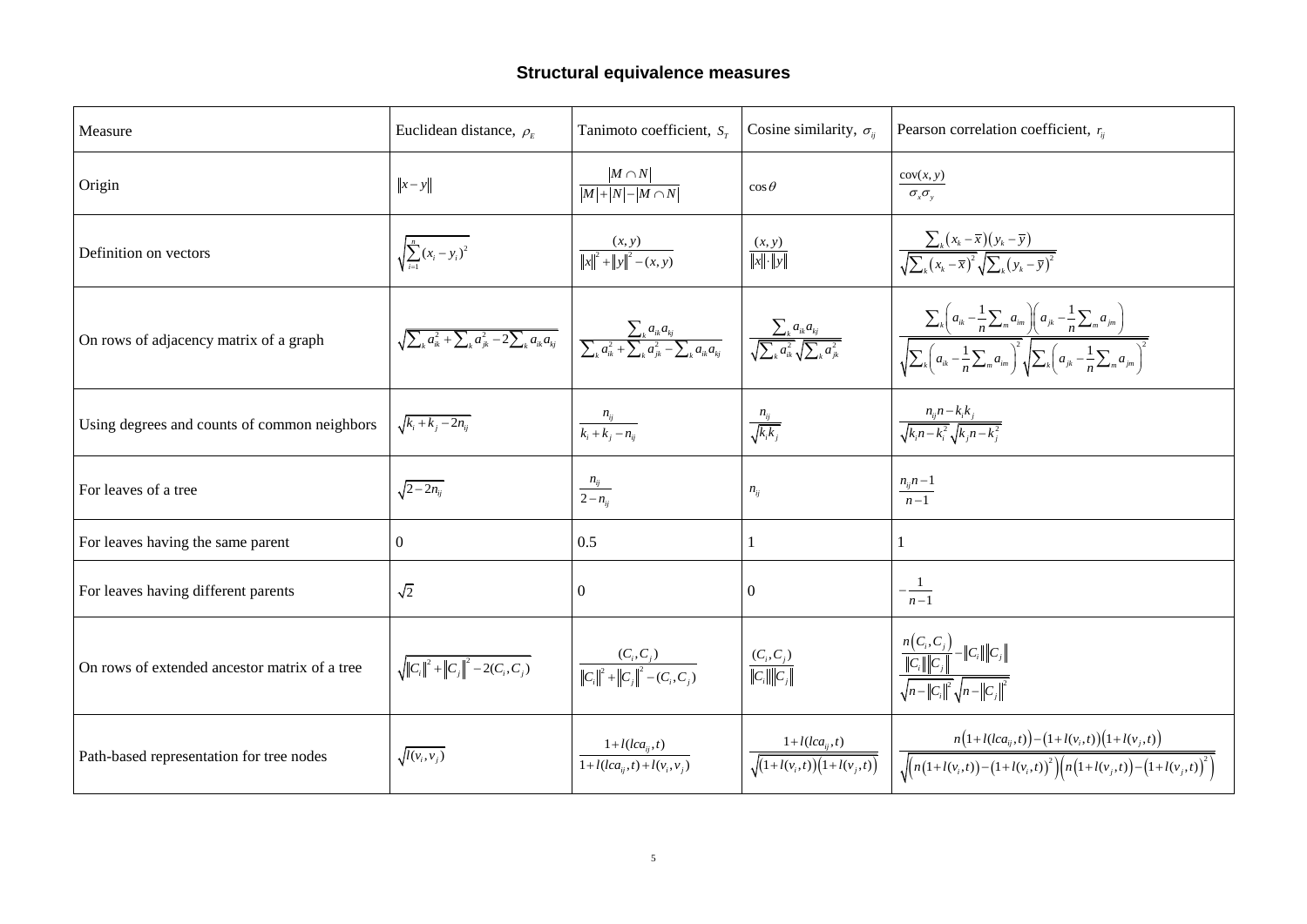## Structural equivalence measures

| Measure | Euclidean distance, $\rho_E$ | Tanimoto coefficient, $S_T$ | Cosine similarity, $\sigma_{ij}$ | Pearson correlation coefficient, $r_{ij}$ |
|---|---|---|---|---|
| Origin | $\|x-y\|$ | $\frac{\|M \cap N\|}{\|M\|+\|N\|-\|M \cap N\|}$ | $\cos\theta$ | $\frac{\operatorname{cov}(x,y)}{\sigma_x \sigma_y}$ |
| Definition on vectors | $\sqrt{\sum_{i=1}^{n}(x_i-y_i)^2}$ | $\frac{(x,y)}{\|x\|^2+\|y\|^2-(x,y)}$ | $\frac{(x,y)}{\|x\|\cdot\|y\|}$ | $\frac{\sum_k (x_k-\overline{x})(y_k-\overline{y})}{\sqrt{\sum_k (x_k-\overline{x})^2}\sqrt{\sum_k (y_k-\overline{y})^2}}$ |
| On rows of adjacency matrix of a graph | $\sqrt{\sum_k a_{ik}^2+\sum_k a_{jk}^2-2\sum_k a_{ik}a_{kj}}$ | $\frac{\sum_k a_{ik}a_{kj}}{\sum_k a_{ik}^2+\sum_k a_{jk}^2-\sum_k a_{ik}a_{kj}}$ | $\frac{\sum_k a_{ik}a_{kj}}{\sqrt{\sum_k a_{ik}^2}\sqrt{\sum_k a_{jk}^2}}$ | $\frac{\sum_k \left(a_{ik}-\frac{1}{n}\sum_m a_{im}\right)\left(a_{jk}-\frac{1}{n}\sum_m a_{jm}\right)}{\sqrt{\sum_k \left(a_{ik}-\frac{1}{n}\sum_m a_{im}\right)^2}\sqrt{\sum_k \left(a_{jk}-\frac{1}{n}\sum_m a_{jm}\right)^2}}$ |
| Using degrees and counts of common neighbors | $\sqrt{k_i+k_j-2n_{ij}}$ | $\frac{n_{ij}}{k_i+k_j-n_{ij}}$ | $\frac{n_{ij}}{\sqrt{k_i k_j}}$ | $\frac{n_{ij}n-k_i k_j}{\sqrt{k_i n-k_i^2}\sqrt{k_j n-k_j^2}}$ |
| For leaves of a tree | $\sqrt{2-2n_{ij}}$ | $\frac{n_{ij}}{2-n_{ij}}$ | $n_{ij}$ | $\frac{n_{ij}n-1}{n-1}$ |
| For leaves having the same parent | 0 | 0.5 | 1 | 1 |
| For leaves having different parents | $\sqrt{2}$ | 0 | 0 | $-\frac{1}{n-1}$ |
| On rows of extended ancestor matrix of a tree | $\sqrt{\|C_i\|^2+\|C_j\|^2-2(C_i,C_j)}$ | $\frac{(C_i,C_j)}{\|C_i\|^2+\|C_j\|^2-(C_i,C_j)}$ | $\frac{(C_i,C_j)}{\|C_i\|\|C_j\|}$ | $\frac{\frac{n(C_i,C_j)}{\|C_i\|\|C_j\|}-\|C_i\|\|C_j\|}{\sqrt{n-\|C_i\|^2}\sqrt{n-\|C_j\|^2}}$ |
| Path-based representation for tree nodes | $\sqrt{l(v_i,v_j)}$ | $\frac{1+l(lca_{ij},t)}{1+l(lca_{ij},t)+l(v_i,v_j)}$ | $\frac{1+l(lca_{ij},t)}{\sqrt{(1+l(v_i,t))(1+l(v_j,t))}}$ | $\frac{n(1+l(lca_{ij},t))-(1+l(v_i,t))(1+l(v_j,t))}{\sqrt{\left(n(1+l(v_i,t))-(1+l(v_i,t))^2\right)\left(n(1+l(v_j,t))-(1+l(v_j,t))^2\right)}}$ |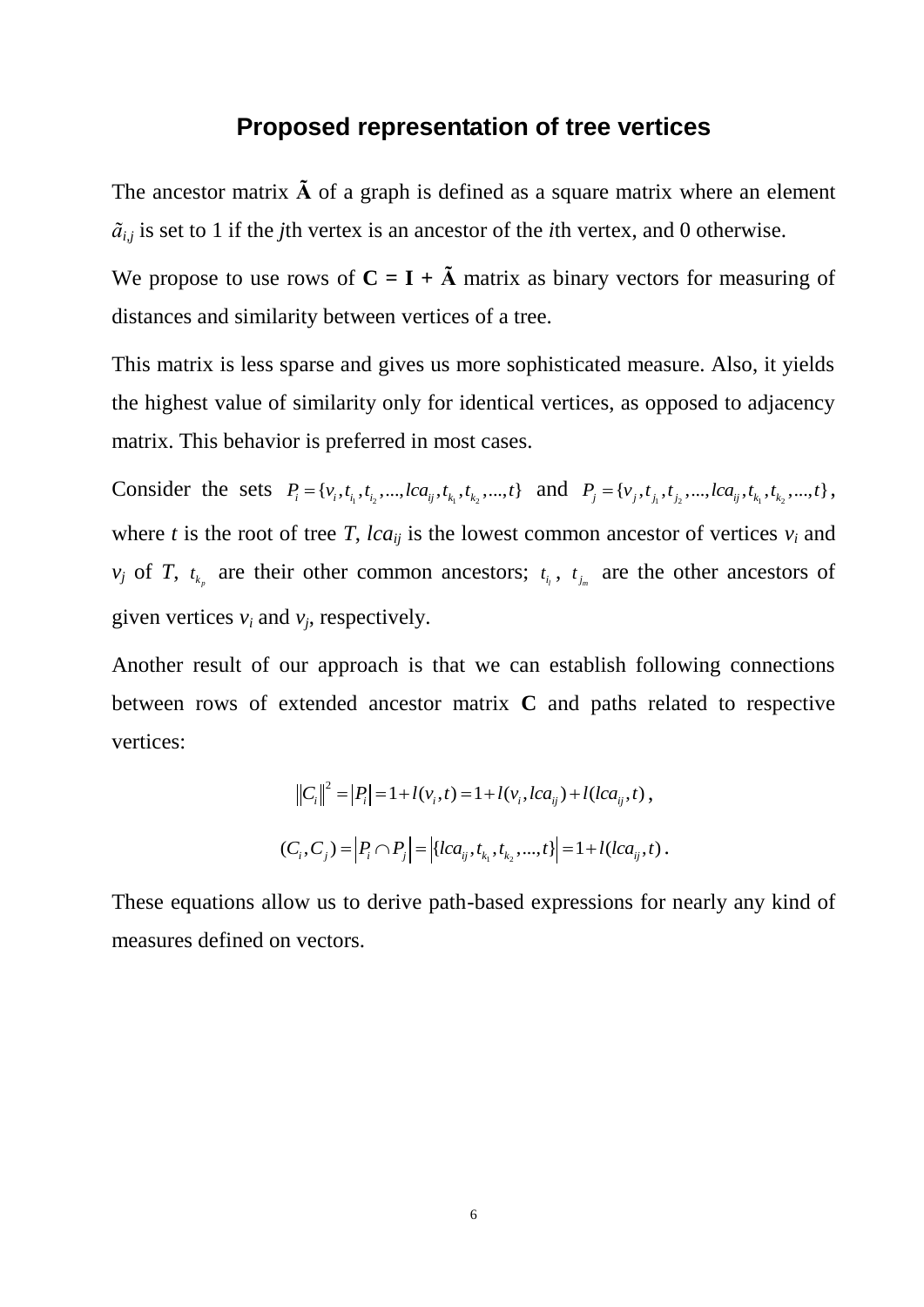## Proposed representation of tree vertices

The ancestor matrix $\tilde{\mathbf{A}}$ of a graph is defined as a square matrix where an element $\tilde{a}_{i,j}$ is set to 1 if the $j$th vertex is an ancestor of the $i$th vertex, and 0 otherwise.

We propose to use rows of $\mathbf{C} = \mathbf{I} + \tilde{\mathbf{A}}$ matrix as binary vectors for measuring of distances and similarity between vertices of a tree.

This matrix is less sparse and gives us more sophisticated measure. Also, it yields the highest value of similarity only for identical vertices, as opposed to adjacency matrix. This behavior is preferred in most cases.

Consider the sets $P_i = \{v_i, t_{i_1}, t_{i_2}, ..., lca_{ij}, t_{k_1}, t_{k_2}, ..., t\}$ and $P_j = \{v_j, t_{j_1}, t_{j_2}, ..., lca_{ij}, t_{k_1}, t_{k_2}, ..., t\}$, where $t$ is the root of tree $T$, $lca_{ij}$ is the lowest common ancestor of vertices $v_i$ and $v_j$ of $T$, $t_{k_p}$ are their other common ancestors; $t_{i_l}$, $t_{j_m}$ are the other ancestors of given vertices $v_i$ and $v_j$, respectively.

Another result of our approach is that we can establish following connections between rows of extended ancestor matrix $\mathbf{C}$ and paths related to respective vertices:

$$\|C_i\|^2 = |P_i| = 1 + l(v_i, t) = 1 + l(v_i, lca_{ij}) + l(lca_{ij}, t),$$

$$(C_i, C_j) = |P_i \cap P_j| = |\{lca_{ij}, t_{k_1}, t_{k_2}, ..., t\}| = 1 + l(lca_{ij}, t).$$

These equations allow us to derive path-based expressions for nearly any kind of measures defined on vectors.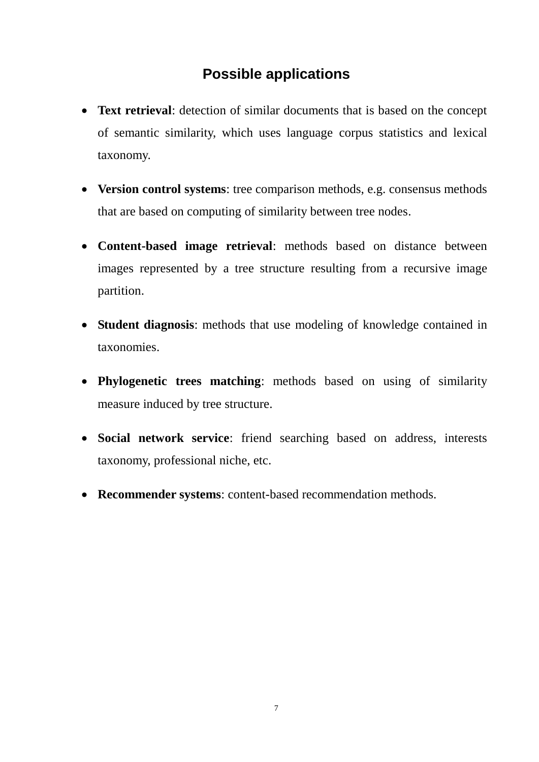## Possible applications

- **Text retrieval**: detection of similar documents that is based on the concept of semantic similarity, which uses language corpus statistics and lexical taxonomy.
- **Version control systems**: tree comparison methods, e.g. consensus methods that are based on computing of similarity between tree nodes.
- **Content-based image retrieval**: methods based on distance between images represented by a tree structure resulting from a recursive image partition.
- **Student diagnosis**: methods that use modeling of knowledge contained in taxonomies.
- **Phylogenetic trees matching**: methods based on using of similarity measure induced by tree structure.
- **Social network service**: friend searching based on address, interests taxonomy, professional niche, etc.
- **Recommender systems**: content-based recommendation methods.